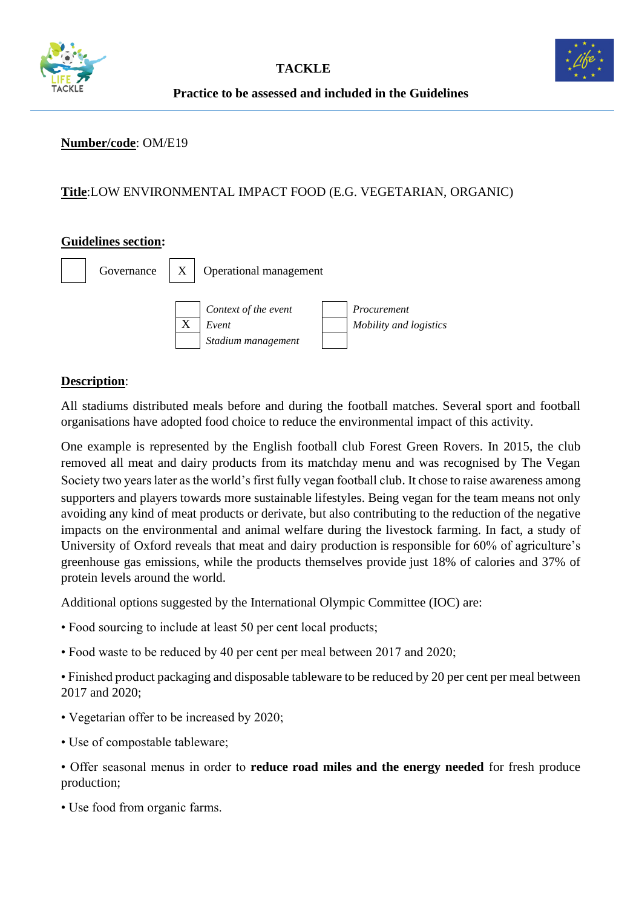**TACKLE**

**Practice to be assessed and included in the Guidelines**

**Number/code**: OM/E19

**Title**:LOW ENVIRONMENTAL IMPACT FOOD (E.G. VEGETARIAN, ORGANIC)

**Guidelines section:**

| | Governance | X | Operational management |
|---|---|---|---|

| | | | |
|---|---|---|---|
| | *Context of the event* | | *Procurement* |
| X | *Event* | | *Mobility and logistics* |
| | *Stadium management* | | |

**Description**:

All stadiums distributed meals before and during the football matches. Several sport and football organisations have adopted food choice to reduce the environmental impact of this activity.

One example is represented by the English football club Forest Green Rovers. In 2015, the club removed all meat and dairy products from its matchday menu and was recognised by The Vegan Society two years later as the world's first fully vegan football club. It chose to raise awareness among supporters and players towards more sustainable lifestyles. Being vegan for the team means not only avoiding any kind of meat products or derivate, but also contributing to the reduction of the negative impacts on the environmental and animal welfare during the livestock farming. In fact, a study of University of Oxford reveals that meat and dairy production is responsible for 60% of agriculture's greenhouse gas emissions, while the products themselves provide just 18% of calories and 37% of protein levels around the world.

Additional options suggested by the International Olympic Committee (IOC) are:

- Food sourcing to include at least 50 per cent local products;
- Food waste to be reduced by 40 per cent per meal between 2017 and 2020;
- Finished product packaging and disposable tableware to be reduced by 20 per cent per meal between 2017 and 2020;
- Vegetarian offer to be increased by 2020;
- Use of compostable tableware;
- Offer seasonal menus in order to **reduce road miles and the energy needed** for fresh produce production;
- Use food from organic farms.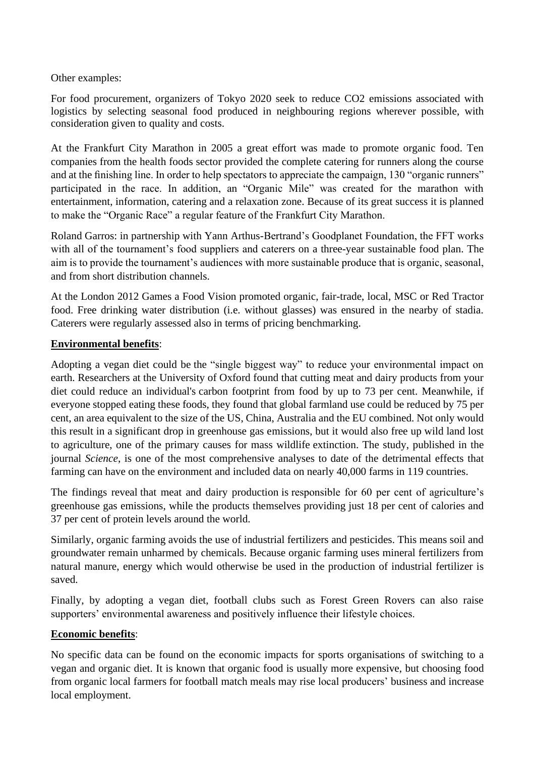Other examples:

For food procurement, organizers of Tokyo 2020 seek to reduce $CO_2$ emissions associated with logistics by selecting seasonal food produced in neighbouring regions wherever possible, with consideration given to quality and costs.

At the Frankfurt City Marathon in 2005 a great effort was made to promote organic food. Ten companies from the health foods sector provided the complete catering for runners along the course and at the finishing line. In order to help spectators to appreciate the campaign, 130 "organic runners" participated in the race. In addition, an "Organic Mile" was created for the marathon with entertainment, information, catering and a relaxation zone. Because of its great success it is planned to make the "Organic Race" a regular feature of the Frankfurt City Marathon.

Roland Garros: in partnership with Yann Arthus-Bertrand's Goodplanet Foundation, the FFT works with all of the tournament's food suppliers and caterers on a three-year sustainable food plan. The aim is to provide the tournament's audiences with more sustainable produce that is organic, seasonal, and from short distribution channels.

At the London 2012 Games a Food Vision promoted organic, fair-trade, local, MSC or Red Tractor food. Free drinking water distribution (i.e. without glasses) was ensured in the nearby of stadia. Caterers were regularly assessed also in terms of pricing benchmarking.

**Environmental benefits**:

Adopting a vegan diet could be the "single biggest way" to reduce your environmental impact on earth. Researchers at the University of Oxford found that cutting meat and dairy products from your diet could reduce an individual's carbon footprint from food by up to 73 per cent. Meanwhile, if everyone stopped eating these foods, they found that global farmland use could be reduced by 75 per cent, an area equivalent to the size of the US, China, Australia and the EU combined. Not only would this result in a significant drop in greenhouse gas emissions, but it would also free up wild land lost to agriculture, one of the primary causes for mass wildlife extinction. The study, published in the journal *Science*, is one of the most comprehensive analyses to date of the detrimental effects that farming can have on the environment and included data on nearly 40,000 farms in 119 countries.

The findings reveal that meat and dairy production is responsible for 60 per cent of agriculture's greenhouse gas emissions, while the products themselves providing just 18 per cent of calories and 37 per cent of protein levels around the world.

Similarly, organic farming avoids the use of industrial fertilizers and pesticides. This means soil and groundwater remain unharmed by chemicals. Because organic farming uses mineral fertilizers from natural manure, energy which would otherwise be used in the production of industrial fertilizer is saved.

Finally, by adopting a vegan diet, football clubs such as Forest Green Rovers can also raise supporters' environmental awareness and positively influence their lifestyle choices.

**Economic benefits**:

No specific data can be found on the economic impacts for sports organisations of switching to a vegan and organic diet. It is known that organic food is usually more expensive, but choosing food from organic local farmers for football match meals may rise local producers' business and increase local employment.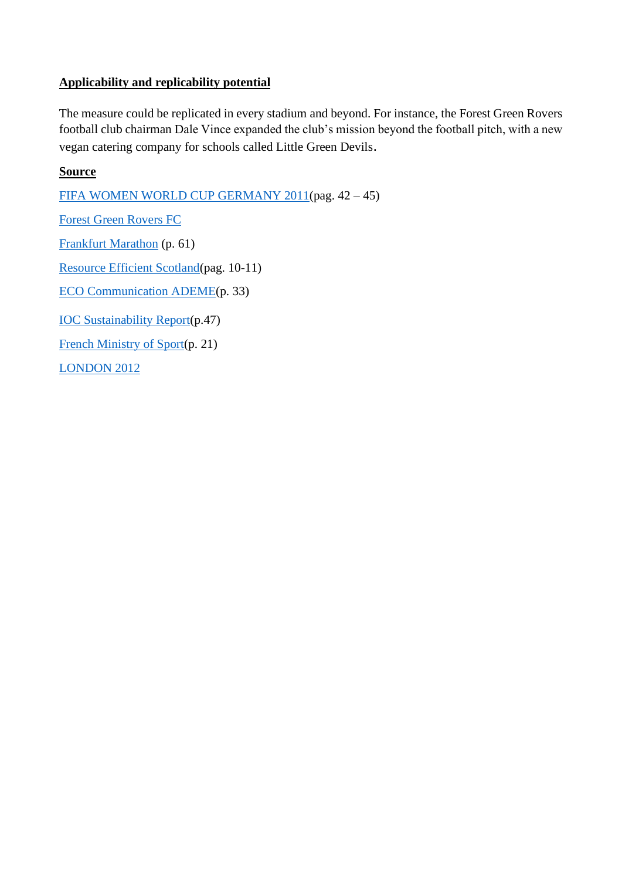**Applicability and replicability potential**

The measure could be replicated in every stadium and beyond. For instance, the Forest Green Rovers football club chairman Dale Vince expanded the club's mission beyond the football pitch, with a new vegan catering company for schools called Little Green Devils.

**Source**

FIFA WOMEN WORLD CUP GERMANY 2011(pag. 42 – 45)

Forest Green Rovers FC

Frankfurt Marathon (p. 61)

Resource Efficient Scotland(pag. 10-11)

ECO Communication ADEME(p. 33)

IOC Sustainability Report(p.47)

French Ministry of Sport(p. 21)

LONDON 2012